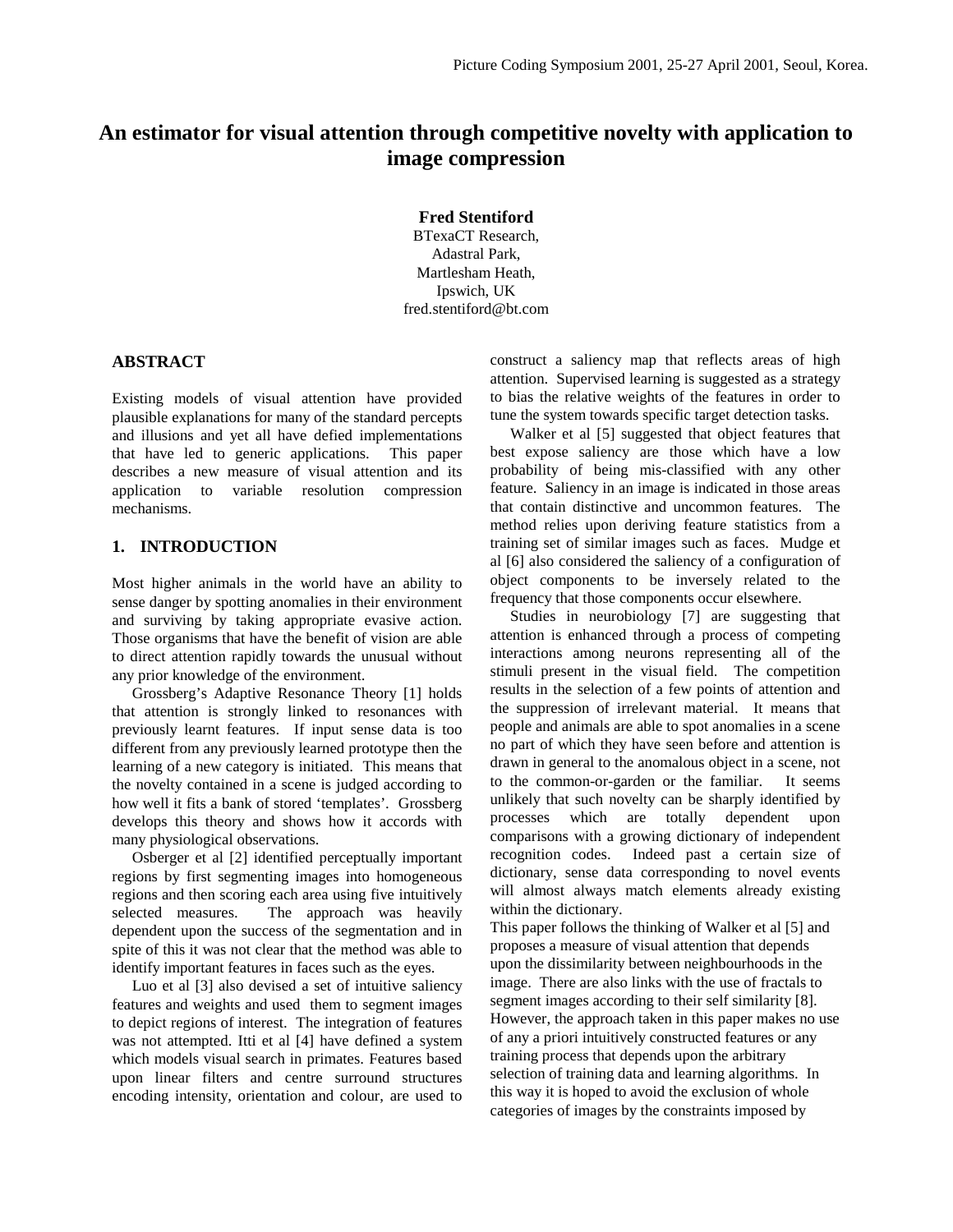# An estimator for visual attention through competitive novelty with application to image compression

**Fred Stentiford**
BTexaCT Research,
Adastral Park,
Martlesham Heath,
Ipswich, UK
fred.stentiford@bt.com

## ABSTRACT

Existing models of visual attention have provided plausible explanations for many of the standard percepts and illusions and yet all have defied implementations that have led to generic applications. This paper describes a new measure of visual attention and its application to variable resolution compression mechanisms.

## 1. INTRODUCTION

Most higher animals in the world have an ability to sense danger by spotting anomalies in their environment and surviving by taking appropriate evasive action. Those organisms that have the benefit of vision are able to direct attention rapidly towards the unusual without any prior knowledge of the environment.

Grossberg's Adaptive Resonance Theory [1] holds that attention is strongly linked to resonances with previously learnt features. If input sense data is too different from any previously learned prototype then the learning of a new category is initiated. This means that the novelty contained in a scene is judged according to how well it fits a bank of stored 'templates'. Grossberg develops this theory and shows how it accords with many physiological observations.

Osberger et al [2] identified perceptually important regions by first segmenting images into homogeneous regions and then scoring each area using five intuitively selected measures. The approach was heavily dependent upon the success of the segmentation and in spite of this it was not clear that the method was able to identify important features in faces such as the eyes.

Luo et al [3] also devised a set of intuitive saliency features and weights and used them to segment images to depict regions of interest. The integration of features was not attempted. Itti et al [4] have defined a system which models visual search in primates. Features based upon linear filters and centre surround structures encoding intensity, orientation and colour, are used to construct a saliency map that reflects areas of high attention. Supervised learning is suggested as a strategy to bias the relative weights of the features in order to tune the system towards specific target detection tasks.

Walker et al [5] suggested that object features that best expose saliency are those which have a low probability of being mis-classified with any other feature. Saliency in an image is indicated in those areas that contain distinctive and uncommon features. The method relies upon deriving feature statistics from a training set of similar images such as faces. Mudge et al [6] also considered the saliency of a configuration of object components to be inversely related to the frequency that those components occur elsewhere.

Studies in neurobiology [7] are suggesting that attention is enhanced through a process of competing interactions among neurons representing all of the stimuli present in the visual field. The competition results in the selection of a few points of attention and the suppression of irrelevant material. It means that people and animals are able to spot anomalies in a scene no part of which they have seen before and attention is drawn in general to the anomalous object in a scene, not to the common-or-garden or the familiar. It seems unlikely that such novelty can be sharply identified by processes which are totally dependent upon comparisons with a growing dictionary of independent recognition codes. Indeed past a certain size of dictionary, sense data corresponding to novel events will almost always match elements already existing within the dictionary.

This paper follows the thinking of Walker et al [5] and proposes a measure of visual attention that depends upon the dissimilarity between neighbourhoods in the image. There are also links with the use of fractals to segment images according to their self similarity [8]. However, the approach taken in this paper makes no use of any a priori intuitively constructed features or any training process that depends upon the arbitrary selection of training data and learning algorithms. In this way it is hoped to avoid the exclusion of whole categories of images by the constraints imposed by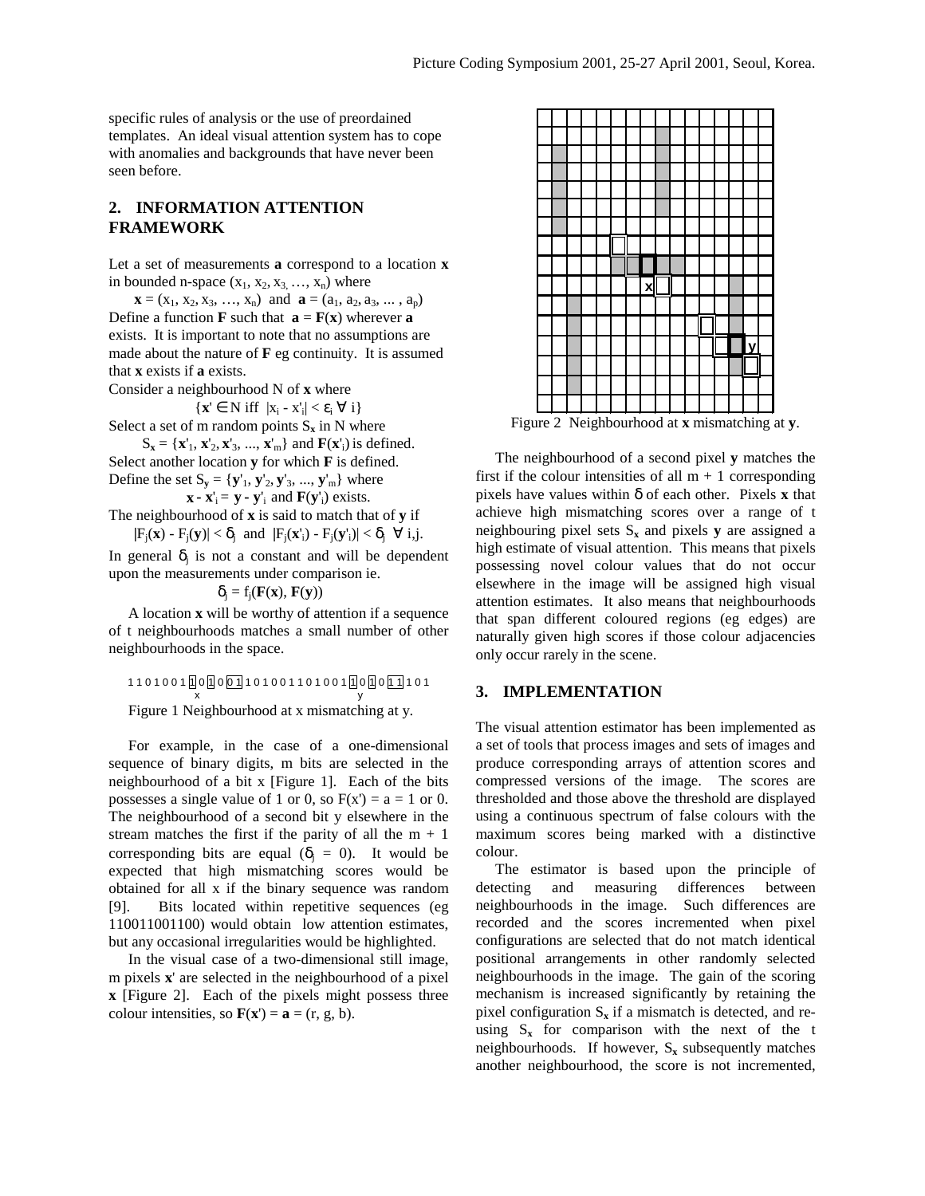specific rules of analysis or the use of preordained templates. An ideal visual attention system has to cope with anomalies and backgrounds that have never been seen before.

## 2. INFORMATION ATTENTION FRAMEWORK

Let a set of measurements **a** correspond to a location **x** in bounded n-space $(x_1, x_2, x_3, \ldots, x_n)$ where

$$\mathbf{x} = (x_1, x_2, x_3, \ldots, x_n) \text{ and } \mathbf{a} = (a_1, a_2, a_3, \ldots, a_p)$$

Define a function **F** such that $\mathbf{a} = \mathbf{F}(\mathbf{x})$ wherever **a** exists. It is important to note that no assumptions are made about the nature of **F** eg continuity. It is assumed that **x** exists if **a** exists.

Consider a neighbourhood N of **x** where

$$\{\mathbf{x}' \in N \text{ iff } |x_i - x'_i| < \varepsilon_i \ \forall \ i\}$$

Select a set of m random points $S_\mathbf{x}$ in N where

$$S_\mathbf{x} = \{\mathbf{x}'_1, \mathbf{x}'_2, \mathbf{x}'_3, \ldots, \mathbf{x}'_m\} \text{ and } \mathbf{F}(\mathbf{x}'_i) \text{ is defined.}$$

Select another location **y** for which **F** is defined.

Define the set $S_\mathbf{y} = \{\mathbf{y}'_1, \mathbf{y}'_2, \mathbf{y}'_3, \ldots, \mathbf{y}'_m\}$ where

$$\mathbf{x} - \mathbf{x}'_i = \mathbf{y} - \mathbf{y}'_i \text{ and } \mathbf{F}(\mathbf{y}'_i) \text{ exists.}$$

The neighbourhood of **x** is said to match that of **y** if

$$|F_j(\mathbf{x}) - F_j(\mathbf{y})| < \delta_j \text{ and } |F_j(\mathbf{x}'_i) - F_j(\mathbf{y}'_i)| < \delta_j \ \forall \ i,j.$$

In general $\delta_j$ is not a constant and will be dependent upon the measurements under comparison ie.

$$\delta_j = f_j(\mathbf{F}(\mathbf{x}), \mathbf{F}(\mathbf{y}))$$

A location **x** will be worthy of attention if a sequence of t neighbourhoods matches a small number of other neighbourhoods in the space.

```
1 1 0 1 0 0 1 1 0 1 0 0 1 1 0 1 0 0 1 1 0 1 0 0 1 1 0 1 0 1 0 1 1 1 0 1
                x                                   y
```

Figure 1 Neighbourhood at x mismatching at y.

For example, in the case of a one-dimensional sequence of binary digits, m bits are selected in the neighbourhood of a bit x [Figure 1]. Each of the bits possesses a single value of 1 or 0, so $F(x') = a = 1$ or 0. The neighbourhood of a second bit y elsewhere in the stream matches the first if the parity of all the m + 1 corresponding bits are equal ($\delta_j = 0$). It would be expected that high mismatching scores would be obtained for all x if the binary sequence was random [9]. Bits located within repetitive sequences (eg 110011001100) would obtain low attention estimates, but any occasional irregularities would be highlighted.

In the visual case of a two-dimensional still image, m pixels **x'** are selected in the neighbourhood of a pixel **x** [Figure 2]. Each of the pixels might possess three colour intensities, so $\mathbf{F}(\mathbf{x}') = \mathbf{a} = (r, g, b)$.

Figure 2 Neighbourhood at **x** mismatching at **y**.

The neighbourhood of a second pixel **y** matches the first if the colour intensities of all m + 1 corresponding pixels have values within $\delta$ of each other. Pixels **x** that achieve high mismatching scores over a range of t neighbouring pixel sets $S_\mathbf{x}$ and pixels **y** are assigned a high estimate of visual attention. This means that pixels possessing novel colour values that do not occur elsewhere in the image will be assigned high visual attention estimates. It also means that neighbourhoods that span different coloured regions (eg edges) are naturally given high scores if those colour adjacencies only occur rarely in the scene.

## 3. IMPLEMENTATION

The visual attention estimator has been implemented as a set of tools that process images and sets of images and produce corresponding arrays of attention scores and compressed versions of the image. The scores are thresholded and those above the threshold are displayed using a continuous spectrum of false colours with the maximum scores being marked with a distinctive colour.

The estimator is based upon the principle of detecting and measuring differences between neighbourhoods in the image. Such differences are recorded and the scores incremented when pixel configurations are selected that do not match identical positional arrangements in other randomly selected neighbourhoods in the image. The gain of the scoring mechanism is increased significantly by retaining the pixel configuration $S_\mathbf{x}$ if a mismatch is detected, and re-using $S_\mathbf{x}$ for comparison with the next of the t neighbourhoods. If however, $S_\mathbf{x}$ subsequently matches another neighbourhood, the score is not incremented,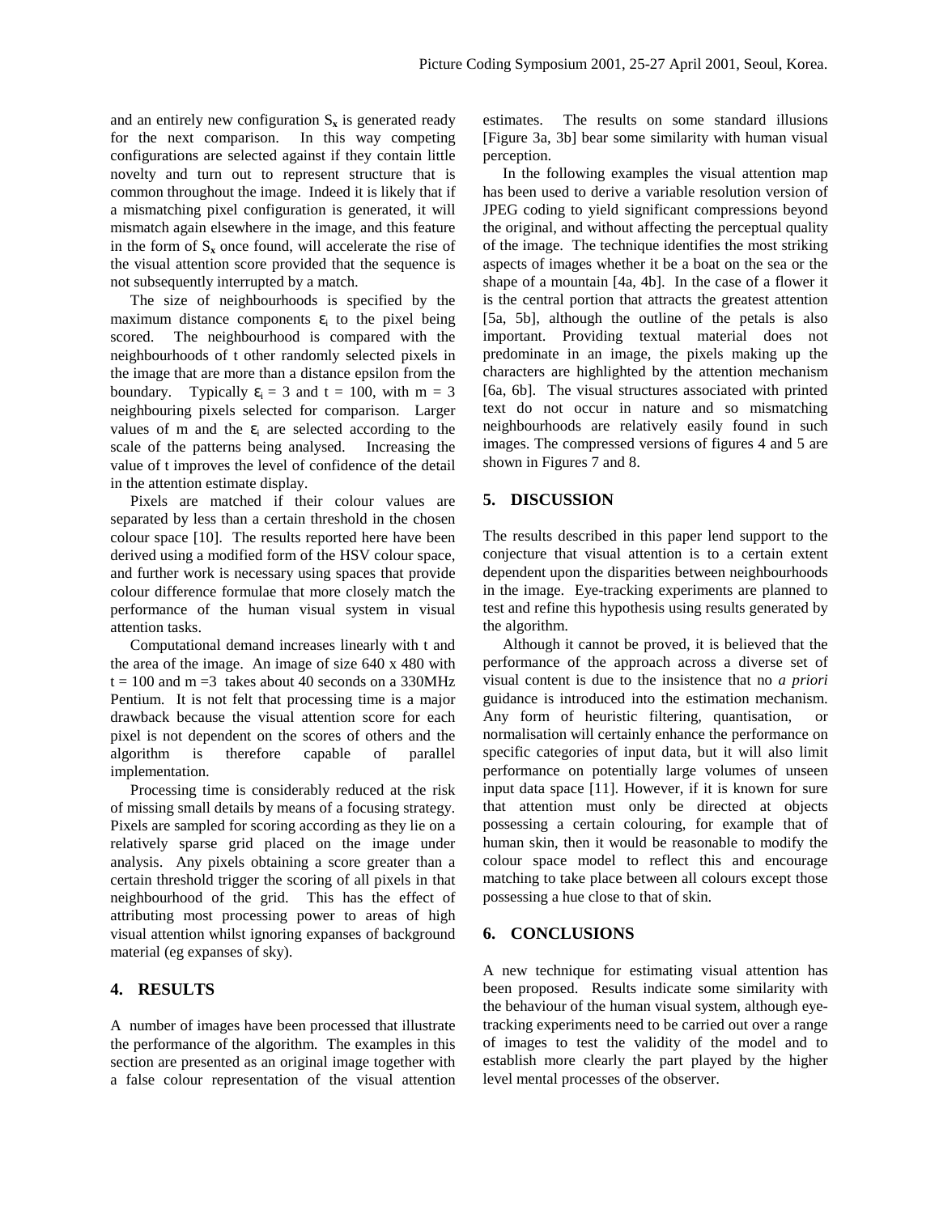and an entirely new configuration $S_x$ is generated ready for the next comparison. In this way competing configurations are selected against if they contain little novelty and turn out to represent structure that is common throughout the image. Indeed it is likely that if a mismatching pixel configuration is generated, it will mismatch again elsewhere in the image, and this feature in the form of $S_x$ once found, will accelerate the rise of the visual attention score provided that the sequence is not subsequently interrupted by a match.

The size of neighbourhoods is specified by the maximum distance components $\varepsilon_i$ to the pixel being scored. The neighbourhood is compared with the neighbourhoods of t other randomly selected pixels in the image that are more than a distance epsilon from the boundary. Typically $\varepsilon_i = 3$ and $t = 100$, with $m = 3$ neighbouring pixels selected for comparison. Larger values of m and the $\varepsilon_i$ are selected according to the scale of the patterns being analysed. Increasing the value of t improves the level of confidence of the detail in the attention estimate display.

Pixels are matched if their colour values are separated by less than a certain threshold in the chosen colour space [10]. The results reported here have been derived using a modified form of the HSV colour space, and further work is necessary using spaces that provide colour difference formulae that more closely match the performance of the human visual system in visual attention tasks.

Computational demand increases linearly with t and the area of the image. An image of size 640 x 480 with $t = 100$ and $m = 3$ takes about 40 seconds on a 330MHz Pentium. It is not felt that processing time is a major drawback because the visual attention score for each pixel is not dependent on the scores of others and the algorithm is therefore capable of parallel implementation.

Processing time is considerably reduced at the risk of missing small details by means of a focusing strategy. Pixels are sampled for scoring according as they lie on a relatively sparse grid placed on the image under analysis. Any pixels obtaining a score greater than a certain threshold trigger the scoring of all pixels in that neighbourhood of the grid. This has the effect of attributing most processing power to areas of high visual attention whilst ignoring expanses of background material (eg expanses of sky).

## 4. RESULTS

A number of images have been processed that illustrate the performance of the algorithm. The examples in this section are presented as an original image together with a false colour representation of the visual attention estimates. The results on some standard illusions [Figure 3a, 3b] bear some similarity with human visual perception.

In the following examples the visual attention map has been used to derive a variable resolution version of JPEG coding to yield significant compressions beyond the original, and without affecting the perceptual quality of the image. The technique identifies the most striking aspects of images whether it be a boat on the sea or the shape of a mountain [4a, 4b]. In the case of a flower it is the central portion that attracts the greatest attention [5a, 5b], although the outline of the petals is also important. Providing textual material does not predominate in an image, the pixels making up the characters are highlighted by the attention mechanism [6a, 6b]. The visual structures associated with printed text do not occur in nature and so mismatching neighbourhoods are relatively easily found in such images. The compressed versions of figures 4 and 5 are shown in Figures 7 and 8.

## 5. DISCUSSION

The results described in this paper lend support to the conjecture that visual attention is to a certain extent dependent upon the disparities between neighbourhoods in the image. Eye-tracking experiments are planned to test and refine this hypothesis using results generated by the algorithm.

Although it cannot be proved, it is believed that the performance of the approach across a diverse set of visual content is due to the insistence that no *a priori* guidance is introduced into the estimation mechanism. Any form of heuristic filtering, quantisation, or normalisation will certainly enhance the performance on specific categories of input data, but it will also limit performance on potentially large volumes of unseen input data space [11]. However, if it is known for sure that attention must only be directed at objects possessing a certain colouring, for example that of human skin, then it would be reasonable to modify the colour space model to reflect this and encourage matching to take place between all colours except those possessing a hue close to that of skin.

## 6. CONCLUSIONS

A new technique for estimating visual attention has been proposed. Results indicate some similarity with the behaviour of the human visual system, although eye-tracking experiments need to be carried out over a range of images to test the validity of the model and to establish more clearly the part played by the higher level mental processes of the observer.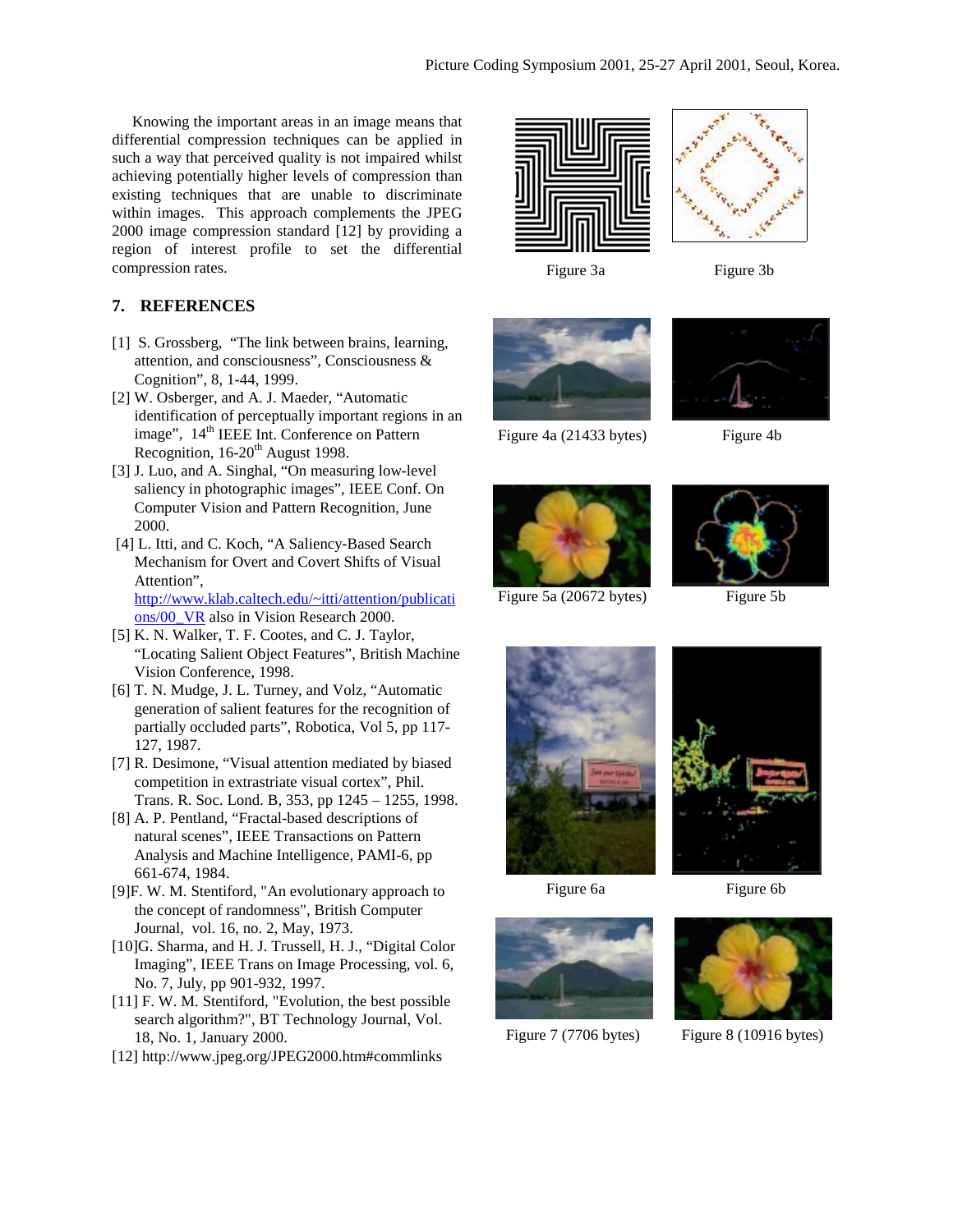Knowing the important areas in an image means that differential compression techniques can be applied in such a way that perceived quality is not impaired whilst achieving potentially higher levels of compression than existing techniques that are unable to discriminate within images. This approach complements the JPEG 2000 image compression standard [12] by providing a region of interest profile to set the differential compression rates.

## 7. REFERENCES

[1] S. Grossberg, "The link between brains, learning, attention, and consciousness", Consciousness & Cognition", 8, 1-44, 1999.

[2] W. Osberger, and A. J. Maeder, "Automatic identification of perceptually important regions in an image", 14th IEEE Int. Conference on Pattern Recognition, 16-20th August 1998.

[3] J. Luo, and A. Singhal, "On measuring low-level saliency in photographic images", IEEE Conf. On Computer Vision and Pattern Recognition, June 2000.

[4] L. Itti, and C. Koch, "A Saliency-Based Search Mechanism for Overt and Covert Shifts of Visual Attention", http://www.klab.caltech.edu/~itti/attention/publications/00_VR also in Vision Research 2000.

[5] K. N. Walker, T. F. Cootes, and C. J. Taylor, "Locating Salient Object Features", British Machine Vision Conference, 1998.

[6] T. N. Mudge, J. L. Turney, and Volz, "Automatic generation of salient features for the recognition of partially occluded parts", Robotica, Vol 5, pp 117-127, 1987.

[7] R. Desimone, "Visual attention mediated by biased competition in extrastriate visual cortex", Phil. Trans. R. Soc. Lond. B, 353, pp 1245 – 1255, 1998.

[8] A. P. Pentland, "Fractal-based descriptions of natural scenes", IEEE Transactions on Pattern Analysis and Machine Intelligence, PAMI-6, pp 661-674, 1984.

[9] F. W. M. Stentiford, "An evolutionary approach to the concept of randomness", British Computer Journal, vol. 16, no. 2, May, 1973.

[10] G. Sharma, and H. J. Trussell, H. J., "Digital Color Imaging", IEEE Trans on Image Processing, vol. 6, No. 7, July, pp 901-932, 1997.

[11] F. W. M. Stentiford, "Evolution, the best possible search algorithm?", BT Technology Journal, Vol. 18, No. 1, January 2000.

[12] http://www.jpeg.org/JPEG2000.htm#commlinks

Figure 3a

Figure 3b

Figure 4a (21433 bytes)

Figure 4b

Figure 5a (20672 bytes)

Figure 5b

Figure 6a

Figure 6b

Figure 7 (7706 bytes)

Figure 8 (10916 bytes)